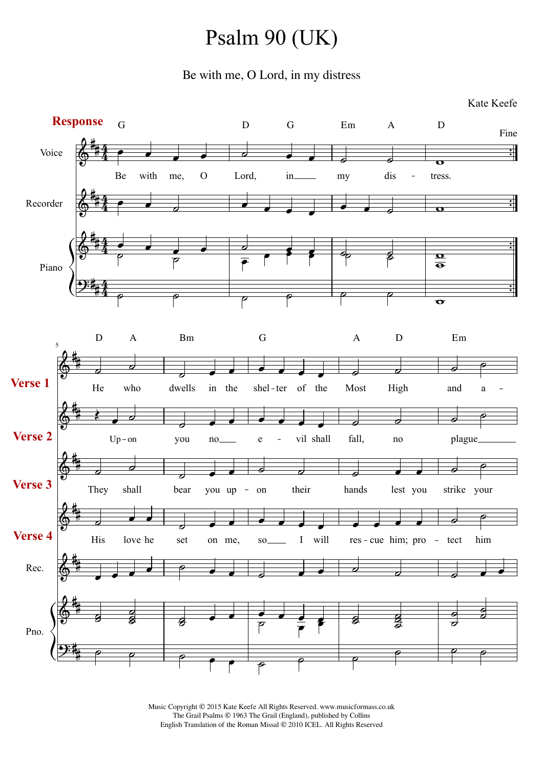# Psalm 90 (UK)

Be with me, O Lord, in my distress

Kate Keefe

**Response**

G — D — G — Em — A — D — Fine

Voice: Be with me, O Lord, in my distress.

Recorder

Piano

D — A — Bm — G — A — D — Em

**Verse 1**: He who dwells in the shel-ter of the Most High and a-

**Verse 2**: Up-on you no e-vil shall fall, no plague

**Verse 3**: They shall bear you up-on their hands lest you strike your

**Verse 4**: His love he set on me, so I will res-cue him; pro-tect him

Rec.

Pno.

Music Copyright © 2015 Kate Keefe All Rights Reserved. www.musicformass.co.uk
The Grail Psalms © 1963 The Grail (England), published by Collins
English Translation of the Roman Missal © 2010 ICEL. All Rights Reserved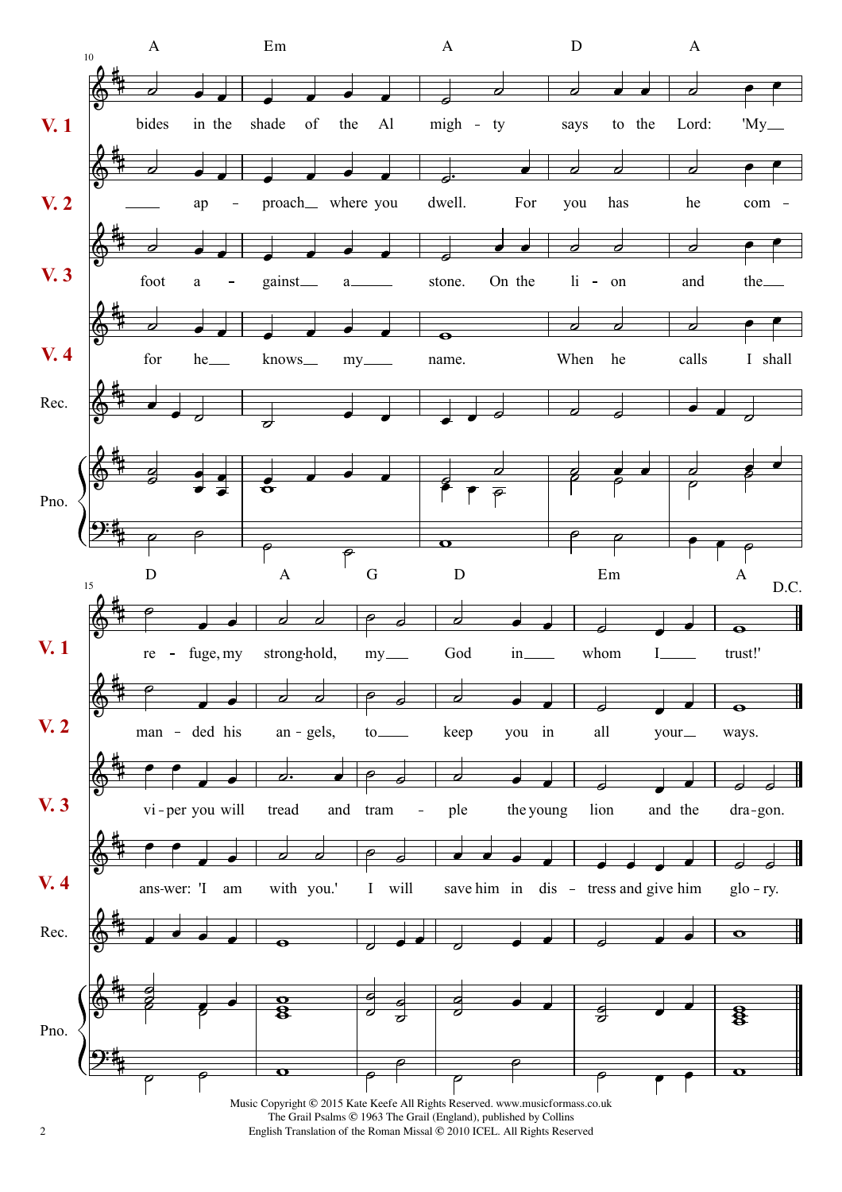Music Copyright © 2015 Kate Keefe All Rights Reserved. www.musicformass.co.uk
The Grail Psalms © 1963 The Grail (England), published by Collins
English Translation of the Roman Missal © 2010 ICEL. All Rights Reserved